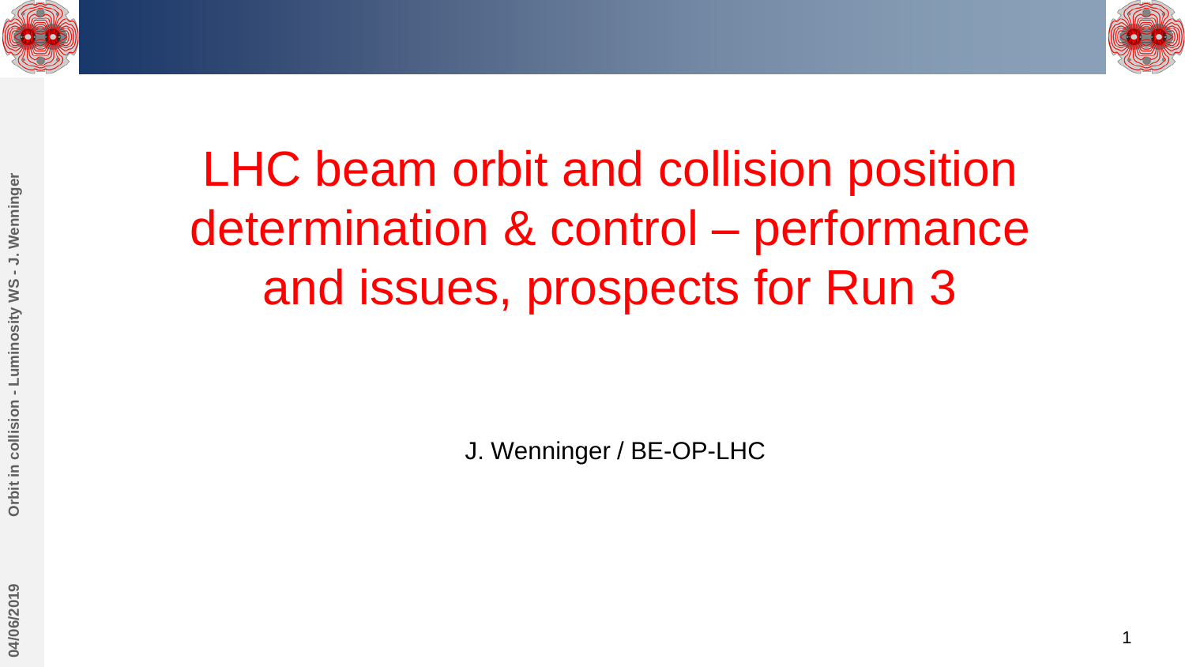# LHC beam orbit and collision position determination & control – performance and issues, prospects for Run 3

J. Wenninger / BE-OP-LHC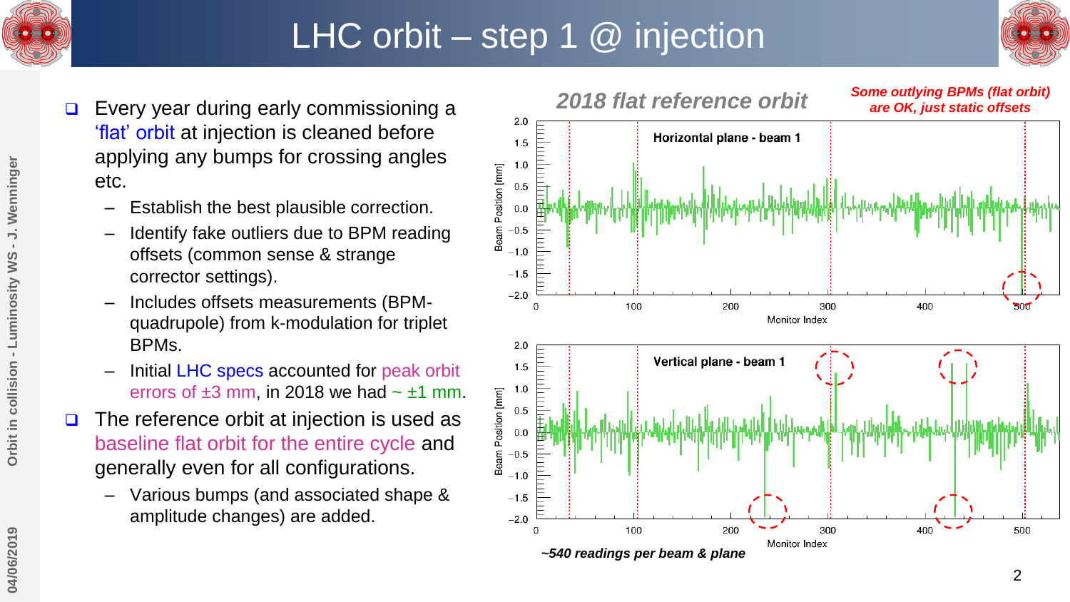# LHC orbit – step 1 @ injection

- Every year during early commissioning a 'flat' orbit at injection is cleaned before applying any bumps for crossing angles etc.
  - Establish the best plausible correction.
  - Identify fake outliers due to BPM reading offsets (common sense & strange corrector settings).
  - Includes offsets measurements (BPM-quadrupole) from k-modulation for triplet BPMs.
  - Initial LHC specs accounted for peak orbit errors of ±3 mm, in 2018 we had ~ ±1 mm.
- The reference orbit at injection is used as baseline flat orbit for the entire cycle and generally even for all configurations.
  - Various bumps (and associated shape & amplitude changes) are added.

***2018 flat reference orbit***

***Some outlying BPMs (flat orbit) are OK, just static offsets***

Horizontal plane - beam 1

Vertical plane - beam 1

***~540 readings per beam & plane***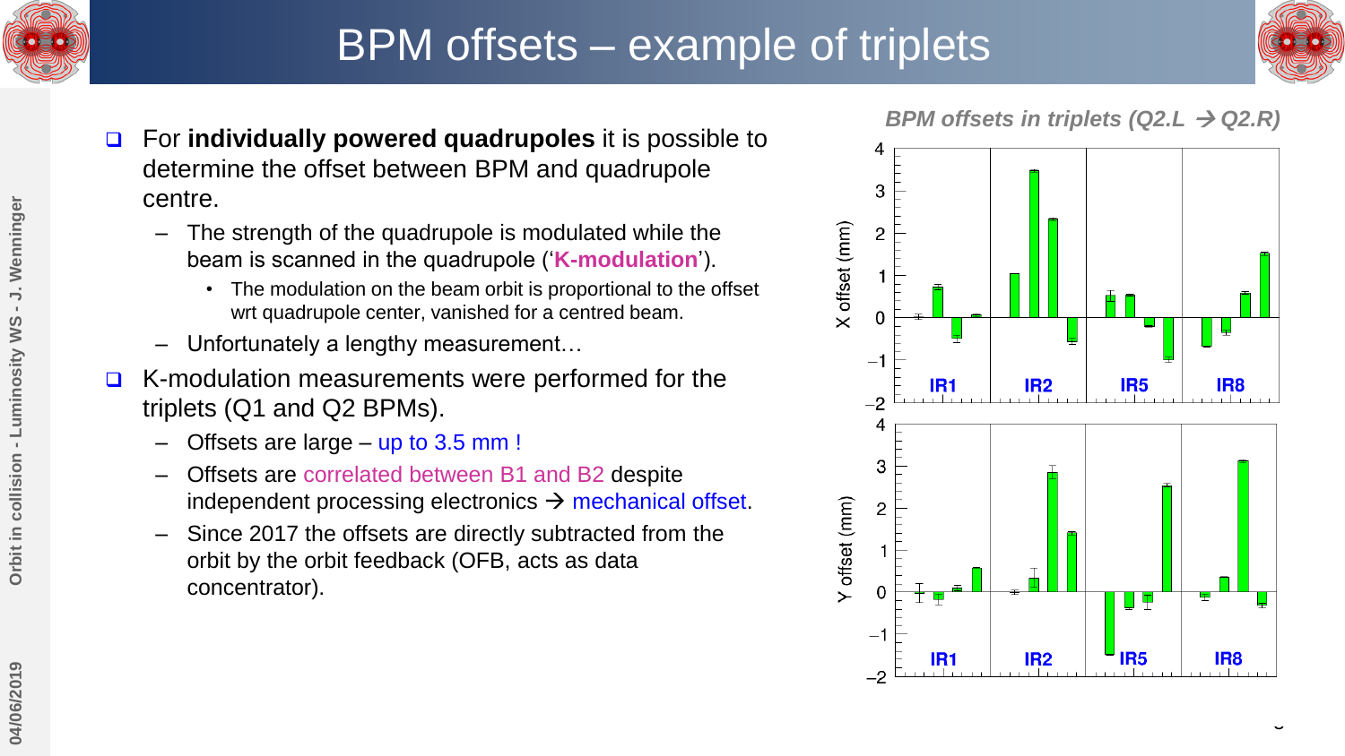# BPM offsets – example of triplets

- For **individually powered quadrupoles** it is possible to determine the offset between BPM and quadrupole centre.
  - The strength of the quadrupole is modulated while the beam is scanned in the quadrupole ('**K-modulation**').
    - The modulation on the beam orbit is proportional to the offset wrt quadrupole center, vanished for a centred beam.
  - Unfortunately a lengthy measurement…
- K-modulation measurements were performed for the triplets (Q1 and Q2 BPMs).
  - Offsets are large – up to 3.5 mm !
  - Offsets are correlated between B1 and B2 despite independent processing electronics → mechanical offset.
  - Since 2017 the offsets are directly subtracted from the orbit by the orbit feedback (OFB, acts as data concentrator).

*BPM offsets in triplets (Q2.L → Q2.R)*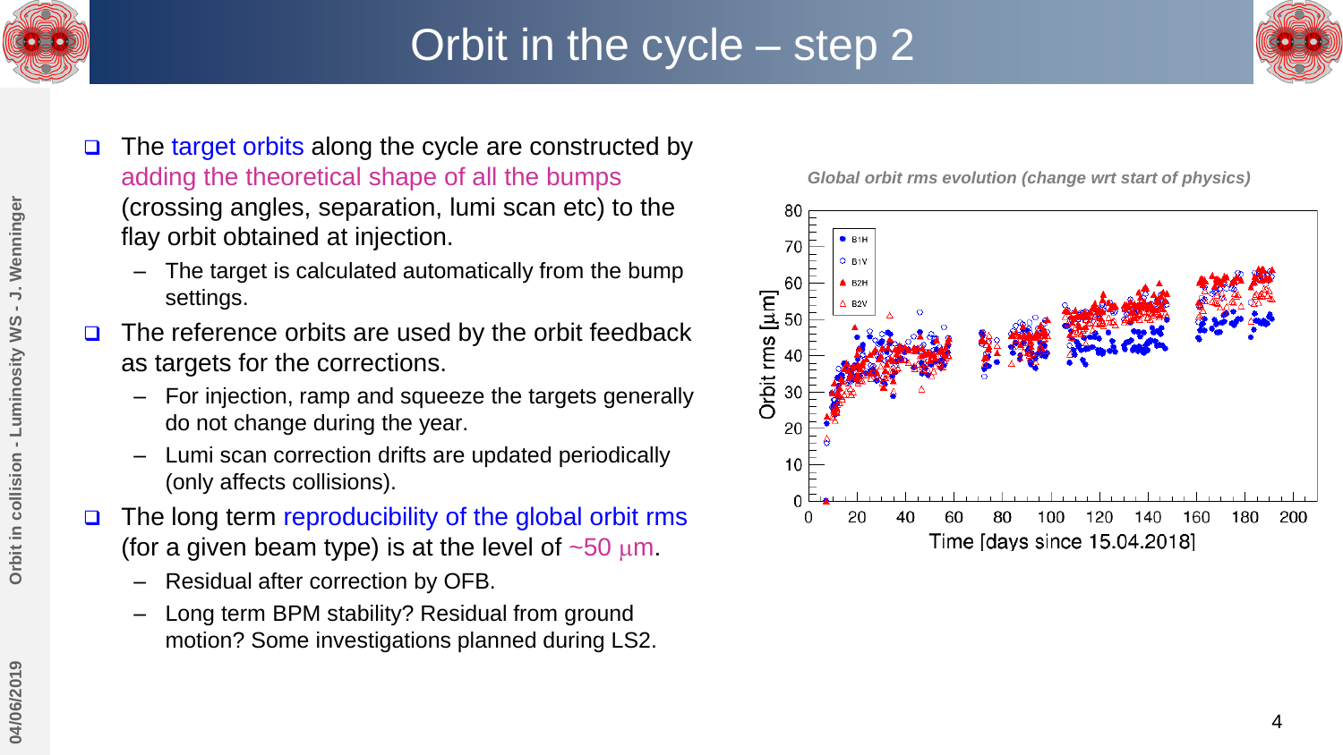# Orbit in the cycle – step 2

- The target orbits along the cycle are constructed by adding the theoretical shape of all the bumps (crossing angles, separation, lumi scan etc) to the flay orbit obtained at injection.
  - The target is calculated automatically from the bump settings.
- The reference orbits are used by the orbit feedback as targets for the corrections.
  - For injection, ramp and squeeze the targets generally do not change during the year.
  - Lumi scan correction drifts are updated periodically (only affects collisions).
- The long term reproducibility of the global orbit rms (for a given beam type) is at the level of ~50 $\mu$m.
  - Residual after correction by OFB.
  - Long term BPM stability? Residual from ground motion? Some investigations planned during LS2.

*Global orbit rms evolution (change wrt start of physics)*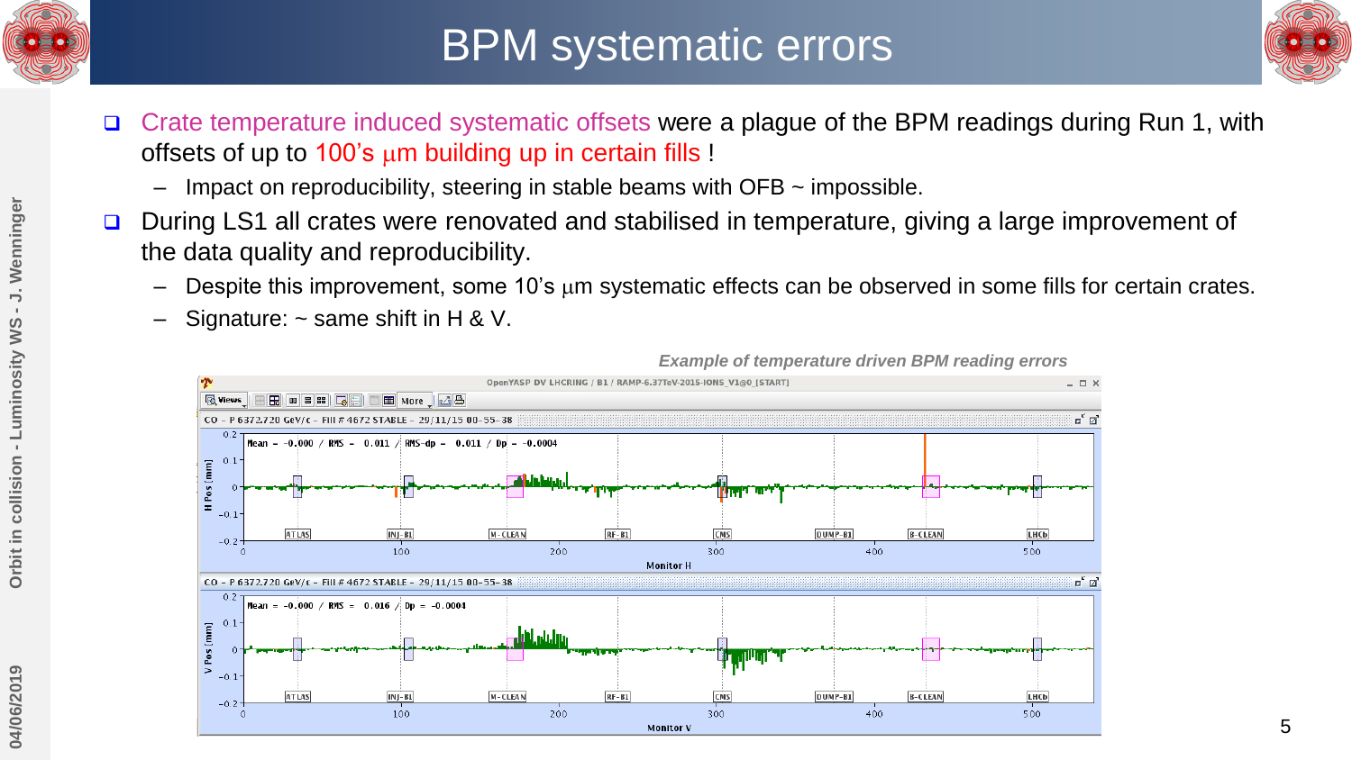# BPM systematic errors

- Crate temperature induced systematic offsets were a plague of the BPM readings during Run 1, with offsets of up to 100's μm building up in certain fills !
  - Impact on reproducibility, steering in stable beams with OFB ~ impossible.
- During LS1 all crates were renovated and stabilised in temperature, giving a large improvement of the data quality and reproducibility.
  - Despite this improvement, some 10's μm systematic effects can be observed in some fills for certain crates.
  - Signature: ~ same shift in H & V.

*Example of temperature driven BPM reading errors*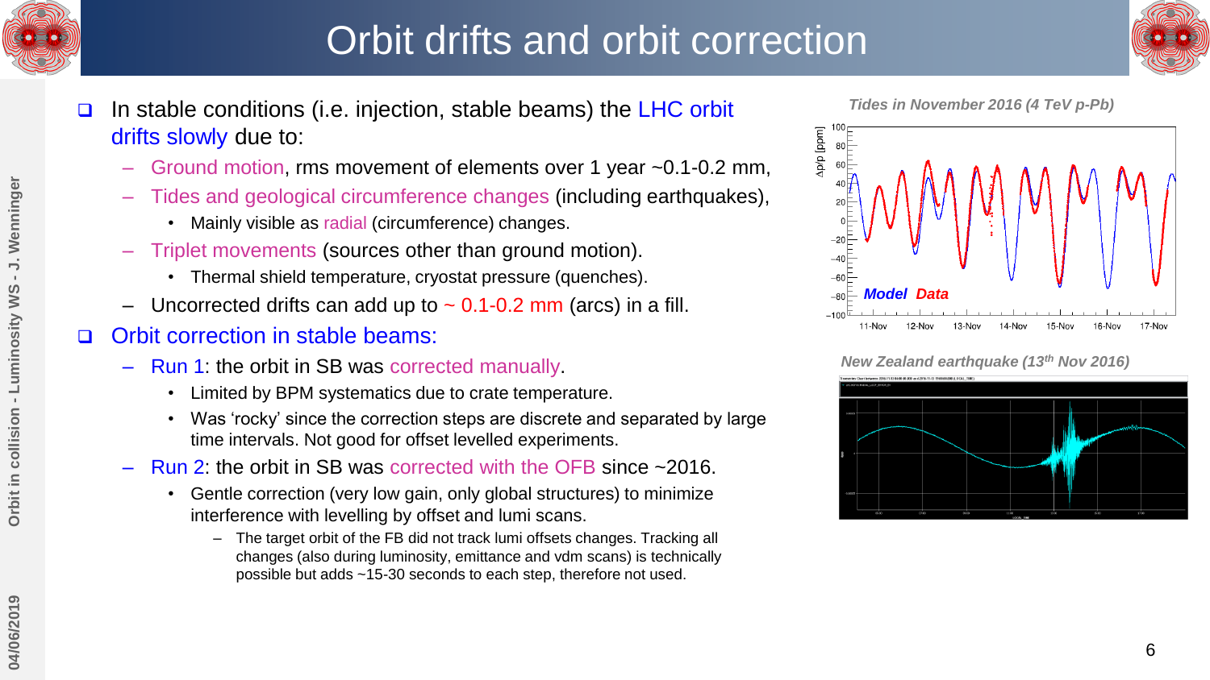# Orbit drifts and orbit correction

- In stable conditions (i.e. injection, stable beams) the LHC orbit drifts slowly due to:
  - Ground motion, rms movement of elements over 1 year ~0.1-0.2 mm,
  - Tides and geological circumference changes (including earthquakes),
    - Mainly visible as radial (circumference) changes.
  - Triplet movements (sources other than ground motion).
    - Thermal shield temperature, cryostat pressure (quenches).
  - Uncorrected drifts can add up to ~ 0.1-0.2 mm (arcs) in a fill.
- Orbit correction in stable beams:
  - Run 1: the orbit in SB was corrected manually.
    - Limited by BPM systematics due to crate temperature.
    - Was 'rocky' since the correction steps are discrete and separated by large time intervals. Not good for offset levelled experiments.
  - Run 2: the orbit in SB was corrected with the OFB since ~2016.
    - Gentle correction (very low gain, only global structures) to minimize interference with levelling by offset and lumi scans.
      - The target orbit of the FB did not track lumi offsets changes. Tracking all changes (also during luminosity, emittance and vdm scans) is technically possible but adds ~15-30 seconds to each step, therefore not used.

*Tides in November 2016 (4 TeV p-Pb)*

*New Zealand earthquake (13th Nov 2016)*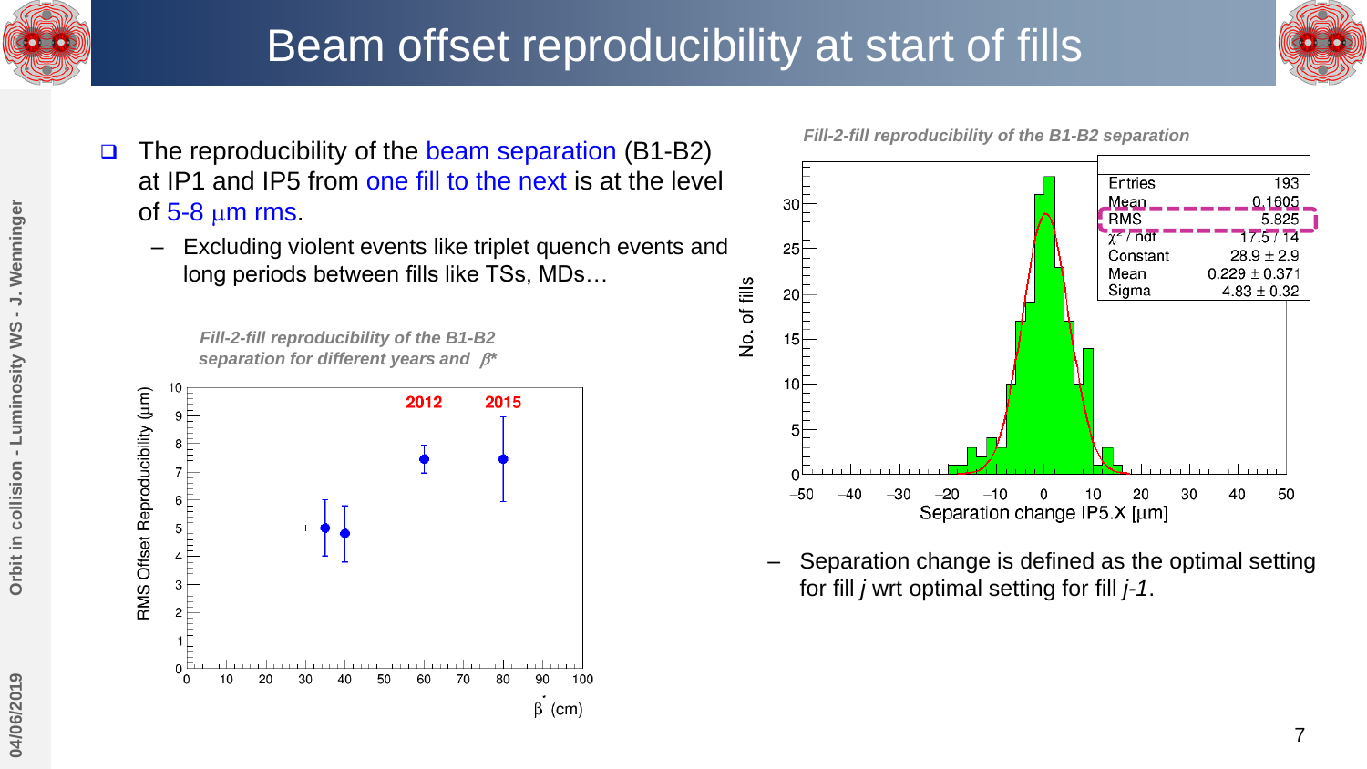# Beam offset reproducibility at start of fills

- The reproducibility of the beam separation (B1-B2) at IP1 and IP5 from one fill to the next is at the level of 5-8 μm rms.
  - Excluding violent events like triplet quench events and long periods between fills like TSs, MDs…

*Fill-2-fill reproducibility of the B1-B2 separation for different years and β\**

*Fill-2-fill reproducibility of the B1-B2 separation*

| Entries | 193 |
| --- | --- |
| Mean | 0.1605 |
| RMS | 5.825 |
| $\chi^2$ / ndf | 17.5 / 14 |
| Constant | 28.9 ± 2.9 |
| Mean | 0.229 ± 0.371 |
| Sigma | 4.83 ± 0.32 |

- Separation change is defined as the optimal setting for fill *j* wrt optimal setting for fill *j-1*.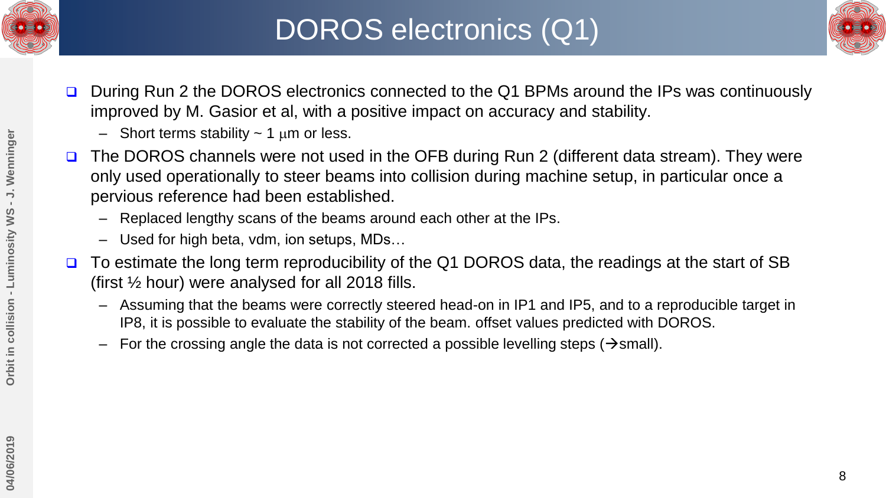# DOROS electronics (Q1)

- During Run 2 the DOROS electronics connected to the Q1 BPMs around the IPs was continuously improved by M. Gasior et al, with a positive impact on accuracy and stability.
  - Short terms stability ~ 1 $\mu$m or less.
- The DOROS channels were not used in the OFB during Run 2 (different data stream). They were only used operationally to steer beams into collision during machine setup, in particular once a pervious reference had been established.
  - Replaced lengthy scans of the beams around each other at the IPs.
  - Used for high beta, vdm, ion setups, MDs…
- To estimate the long term reproducibility of the Q1 DOROS data, the readings at the start of SB (first ½ hour) were analysed for all 2018 fills.
  - Assuming that the beams were correctly steered head-on in IP1 and IP5, and to a reproducible target in IP8, it is possible to evaluate the stability of the beam. offset values predicted with DOROS.
  - For the crossing angle the data is not corrected a possible levelling steps (→small).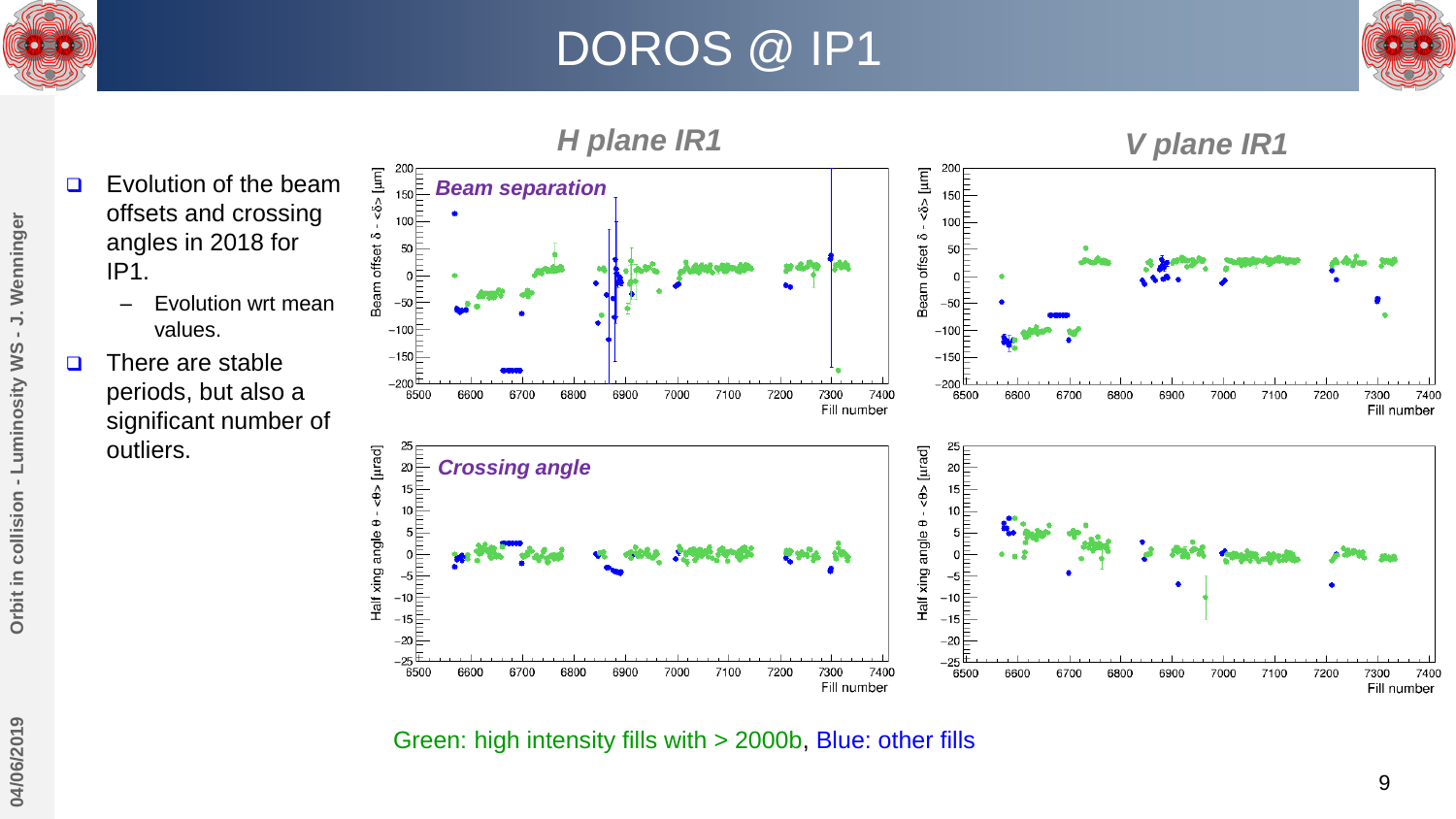# DOROS @ IP1

- Evolution of the beam offsets and crossing angles in 2018 for IP1.
  - Evolution wrt mean values.
- There are stable periods, but also a significant number of outliers.

*H plane IR1*

*V plane IR1*

*Beam separation*

*Crossing angle*

Green: high intensity fills with > 2000b, Blue: other fills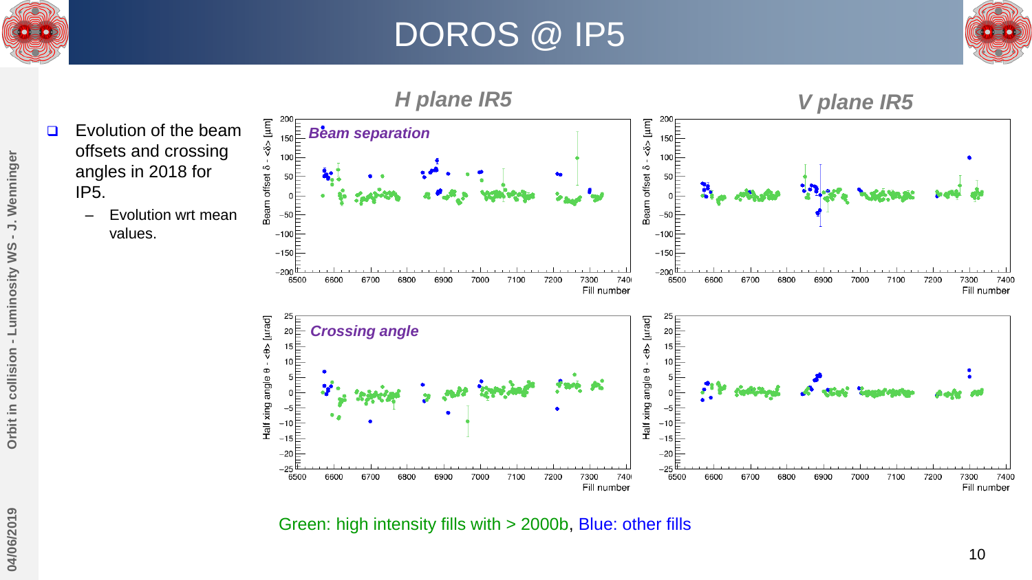# DOROS @ IP5

- Evolution of the beam offsets and crossing angles in 2018 for IP5.
  - Evolution wrt mean values.

***H plane IR5***

***V plane IR5***

***Beam separation***

***Crossing angle***

Green: high intensity fills with > 2000b, Blue: other fills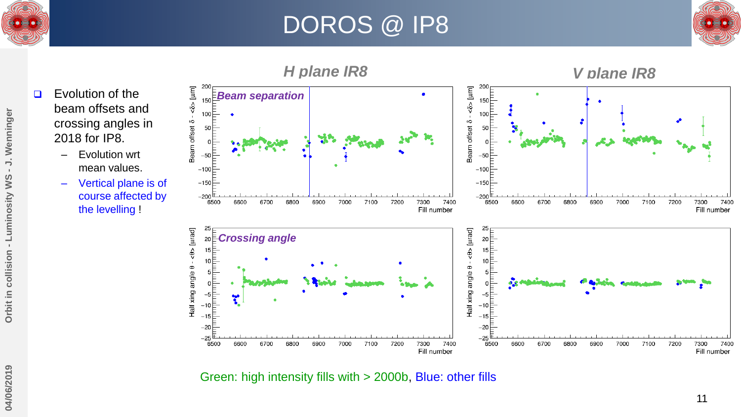# DOROS @ IP8

- Evolution of the beam offsets and crossing angles in 2018 for IP8.
  - Evolution wrt mean values.
  - Vertical plane is of course affected by the levelling !

*H plane IR8* — *V plane IR8*

*Beam separation*

*Crossing angle*

Green: high intensity fills with > 2000b, Blue: other fills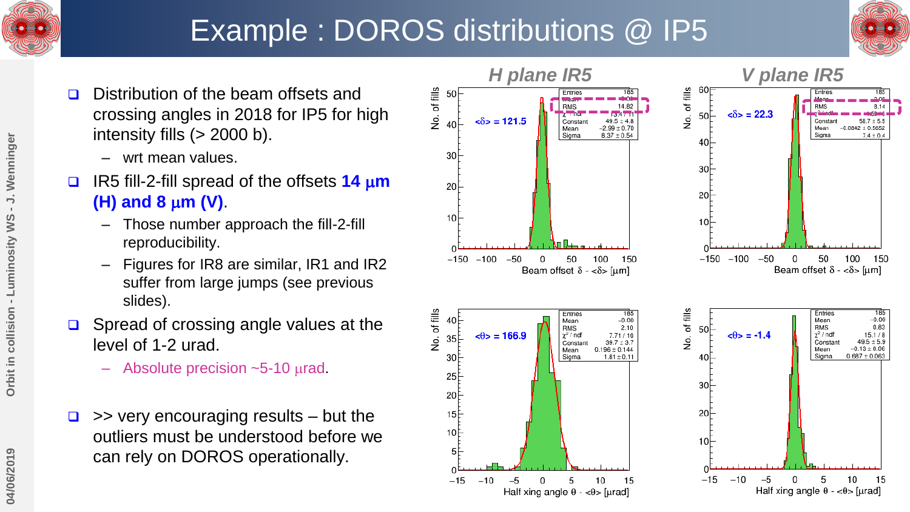# Example : DOROS distributions @ IP5

- Distribution of the beam offsets and crossing angles in 2018 for IP5 for high intensity fills (> 2000 b).
  - wrt mean values.
- IR5 fill-2-fill spread of the offsets **14 μm (H) and 8 μm (V)**.
  - Those number approach the fill-2-fill reproducibility.
  - Figures for IR8 are similar, IR1 and IR2 suffer from large jumps (see previous slides).
- Spread of crossing angle values at the level of 1-2 urad.
  - Absolute precision ~5-10 μrad.
- >> very encouraging results – but the outliers must be understood before we can rely on DOROS operationally.

*H plane IR5*

*V plane IR5*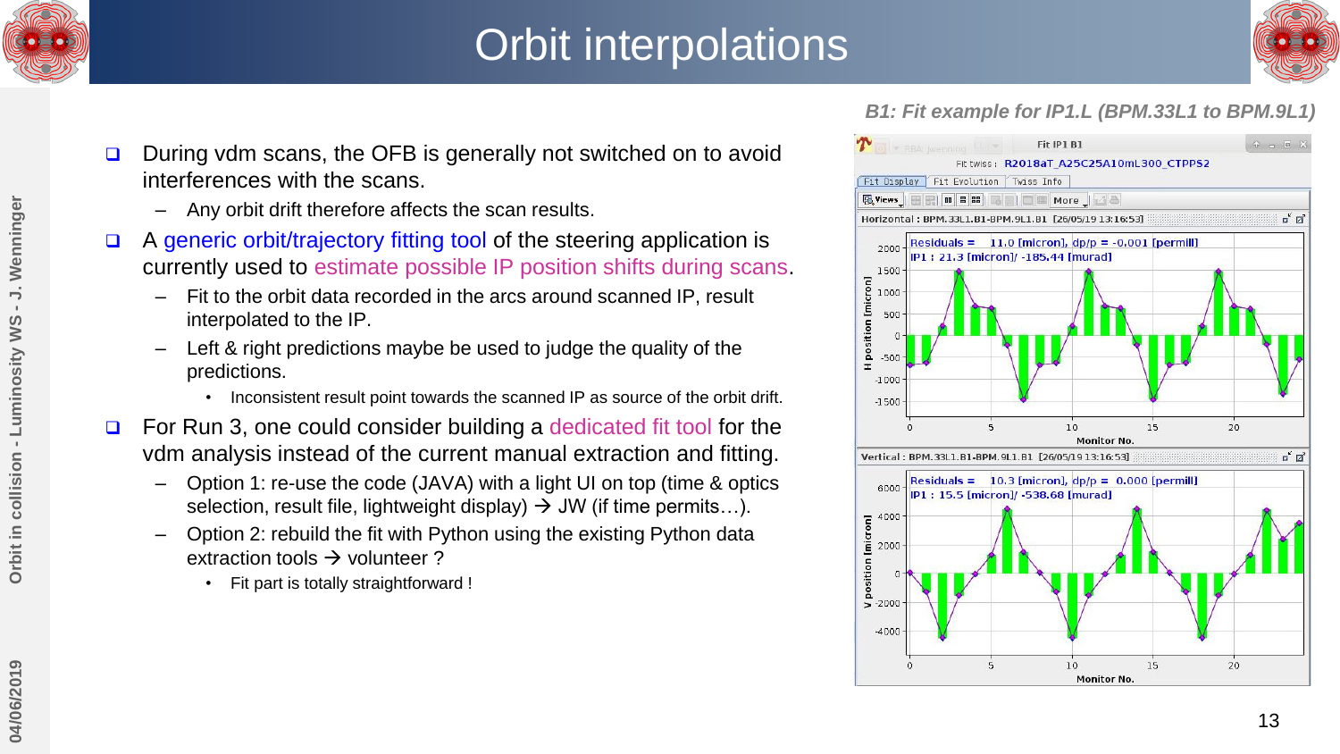# Orbit interpolations

- During vdm scans, the OFB is generally not switched on to avoid interferences with the scans.
  - Any orbit drift therefore affects the scan results.
- A generic orbit/trajectory fitting tool of the steering application is currently used to estimate possible IP position shifts during scans.
  - Fit to the orbit data recorded in the arcs around scanned IP, result interpolated to the IP.
  - Left & right predictions maybe be used to judge the quality of the predictions.
    - Inconsistent result point towards the scanned IP as source of the orbit drift.
- For Run 3, one could consider building a dedicated fit tool for the vdm analysis instead of the current manual extraction and fitting.
  - Option 1: re-use the code (JAVA) with a light UI on top (time & optics selection, result file, lightweight display) → JW (if time permits…).
  - Option 2: rebuild the fit with Python using the existing Python data extraction tools → volunteer ?
    - Fit part is totally straightforward !

*B1: Fit example for IP1.L (BPM.33L1 to BPM.9L1)*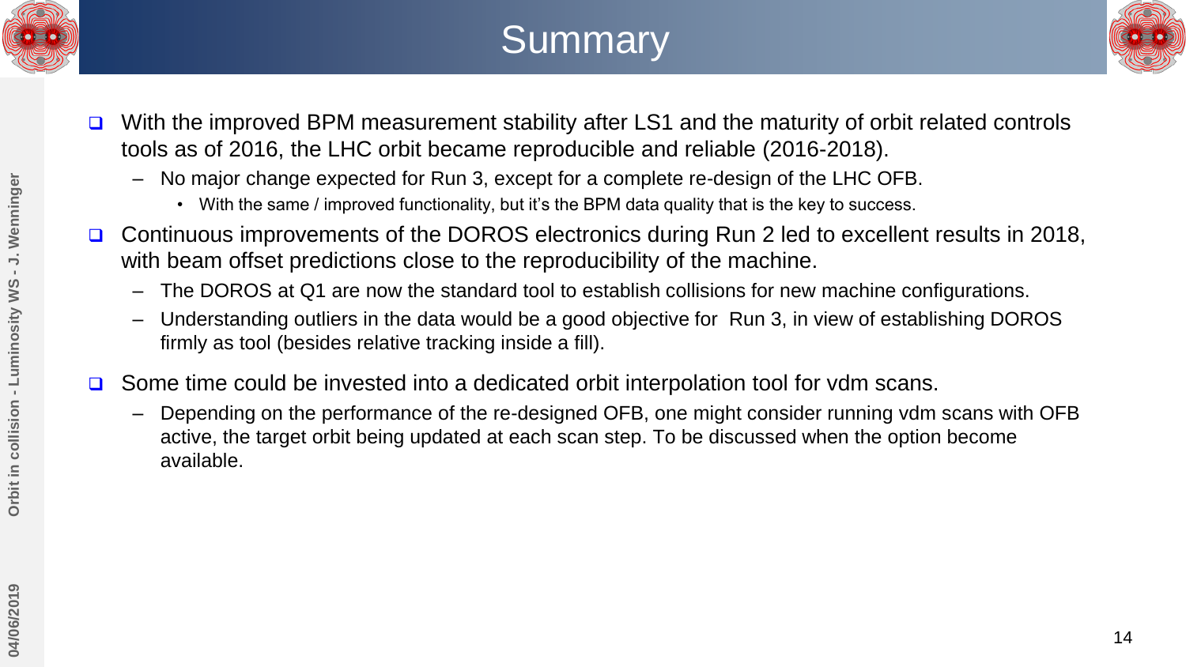# Summary

- With the improved BPM measurement stability after LS1 and the maturity of orbit related controls tools as of 2016, the LHC orbit became reproducible and reliable (2016-2018).
  - No major change expected for Run 3, except for a complete re-design of the LHC OFB.
    - With the same / improved functionality, but it's the BPM data quality that is the key to success.
- Continuous improvements of the DOROS electronics during Run 2 led to excellent results in 2018, with beam offset predictions close to the reproducibility of the machine.
  - The DOROS at Q1 are now the standard tool to establish collisions for new machine configurations.
  - Understanding outliers in the data would be a good objective for Run 3, in view of establishing DOROS firmly as tool (besides relative tracking inside a fill).
- Some time could be invested into a dedicated orbit interpolation tool for vdm scans.
  - Depending on the performance of the re-designed OFB, one might consider running vdm scans with OFB active, the target orbit being updated at each scan step. To be discussed when the option become available.